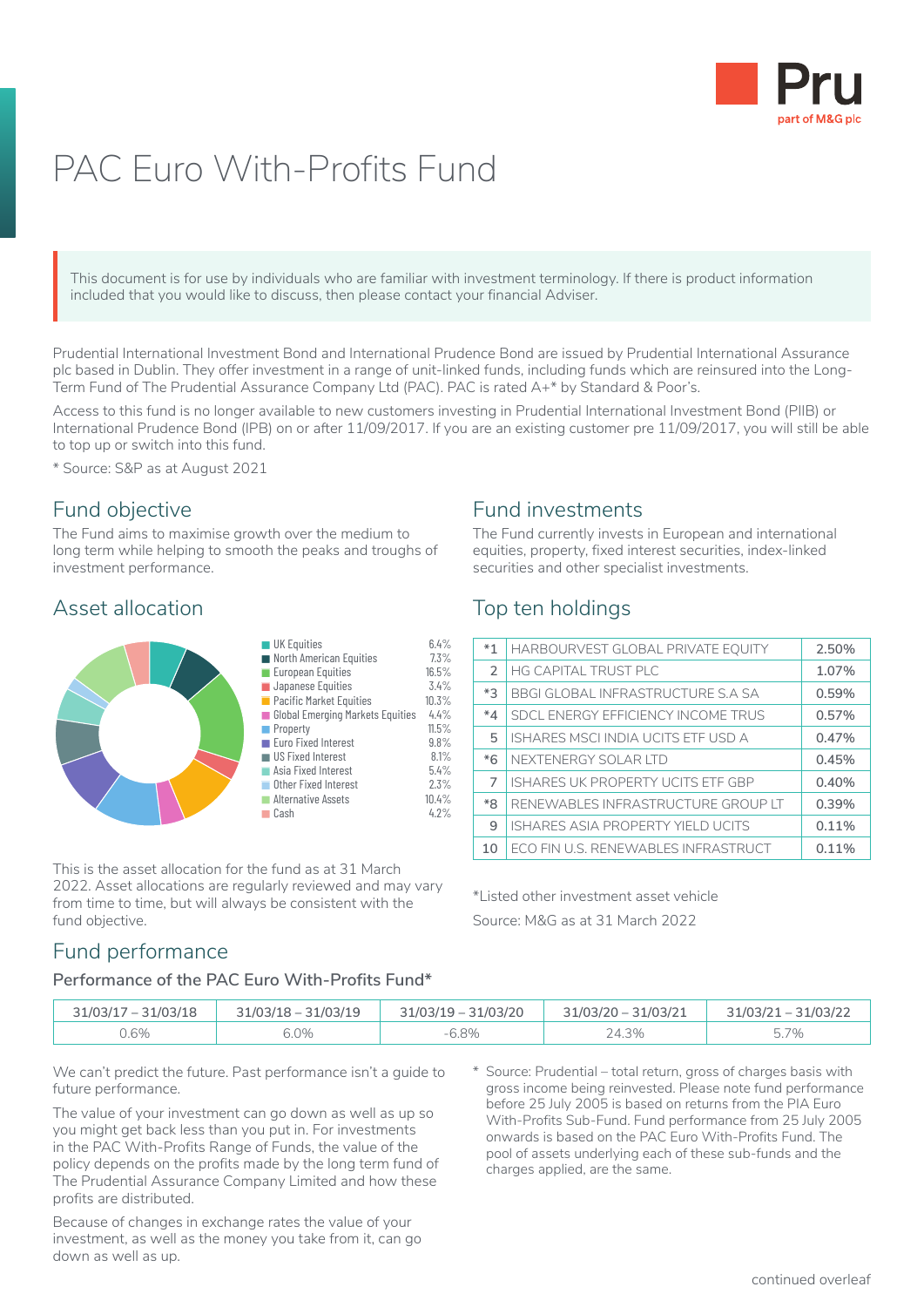Pru
part of M&G plc

# PAC Euro With-Profits Fund

This document is for use by individuals who are familiar with investment terminology. If there is product information included that you would like to discuss, then please contact your financial Adviser.

Prudential International Investment Bond and International Prudence Bond are issued by Prudential International Assurance plc based in Dublin. They offer investment in a range of unit-linked funds, including funds which are reinsured into the Long-Term Fund of The Prudential Assurance Company Ltd (PAC). PAC is rated A+* by Standard & Poor's.

Access to this fund is no longer available to new customers investing in Prudential International Investment Bond (PIIB) or International Prudence Bond (IPB) on or after 11/09/2017. If you are an existing customer pre 11/09/2017, you will still be able to top up or switch into this fund.

* Source: S&P as at August 2021

## Fund objective

The Fund aims to maximise growth over the medium to long term while helping to smooth the peaks and troughs of investment performance.

## Asset allocation

| Asset | % |
|---|---|
| UK Equities | 6.4% |
| North American Equities | 7.3% |
| European Equities | 16.5% |
| Japanese Equities | 3.4% |
| Pacific Market Equities | 10.3% |
| Global Emerging Markets Equities | 4.4% |
| Property | 11.5% |
| Euro Fixed Interest | 9.8% |
| US Fixed Interest | 8.1% |
| Asia Fixed Interest | 5.4% |
| Other Fixed Interest | 2.3% |
| Alternative Assets | 10.4% |
| Cash | 4.2% |

This is the asset allocation for the fund as at 31 March 2022. Asset allocations are regularly reviewed and may vary from time to time, but will always be consistent with the fund objective.

## Fund investments

The Fund currently invests in European and international equities, property, fixed interest securities, index-linked securities and other specialist investments.

## Top ten holdings

| | Holding | % |
|---|---|---|
| *1 | HARBOURVEST GLOBAL PRIVATE EQUITY | 2.50% |
| 2 | HG CAPITAL TRUST PLC | 1.07% |
| *3 | BBGI GLOBAL INFRASTRUCTURE S.A SA | 0.59% |
| *4 | SDCL ENERGY EFFICIENCY INCOME TRUS | 0.57% |
| 5 | ISHARES MSCI INDIA UCITS ETF USD A | 0.47% |
| *6 | NEXTENERGY SOLAR LTD | 0.45% |
| 7 | ISHARES UK PROPERTY UCITS ETF GBP | 0.40% |
| *8 | RENEWABLES INFRASTRUCTURE GROUP LT | 0.39% |
| 9 | ISHARES ASIA PROPERTY YIELD UCITS | 0.11% |
| 10 | ECO FIN U.S. RENEWABLES INFRASTRUCT | 0.11% |

*Listed other investment asset vehicle

Source: M&G as at 31 March 2022

## Fund performance

### Performance of the PAC Euro With-Profits Fund*

| 31/03/17 – 31/03/18 | 31/03/18 – 31/03/19 | 31/03/19 – 31/03/20 | 31/03/20 – 31/03/21 | 31/03/21 – 31/03/22 |
|---|---|---|---|---|
| 0.6% | 6.0% | -6.8% | 24.3% | 5.7% |

We can't predict the future. Past performance isn't a guide to future performance.

The value of your investment can go down as well as up so you might get back less than you put in. For investments in the PAC With-Profits Range of Funds, the value of the policy depends on the profits made by the long term fund of The Prudential Assurance Company Limited and how these profits are distributed.

Because of changes in exchange rates the value of your investment, as well as the money you take from it, can go down as well as up.

* Source: Prudential – total return, gross of charges basis with gross income being reinvested. Please note fund performance before 25 July 2005 is based on returns from the PIA Euro With-Profits Sub-Fund. Fund performance from 25 July 2005 onwards is based on the PAC Euro With-Profits Fund. The pool of assets underlying each of these sub-funds and the charges applied, are the same.

continued overleaf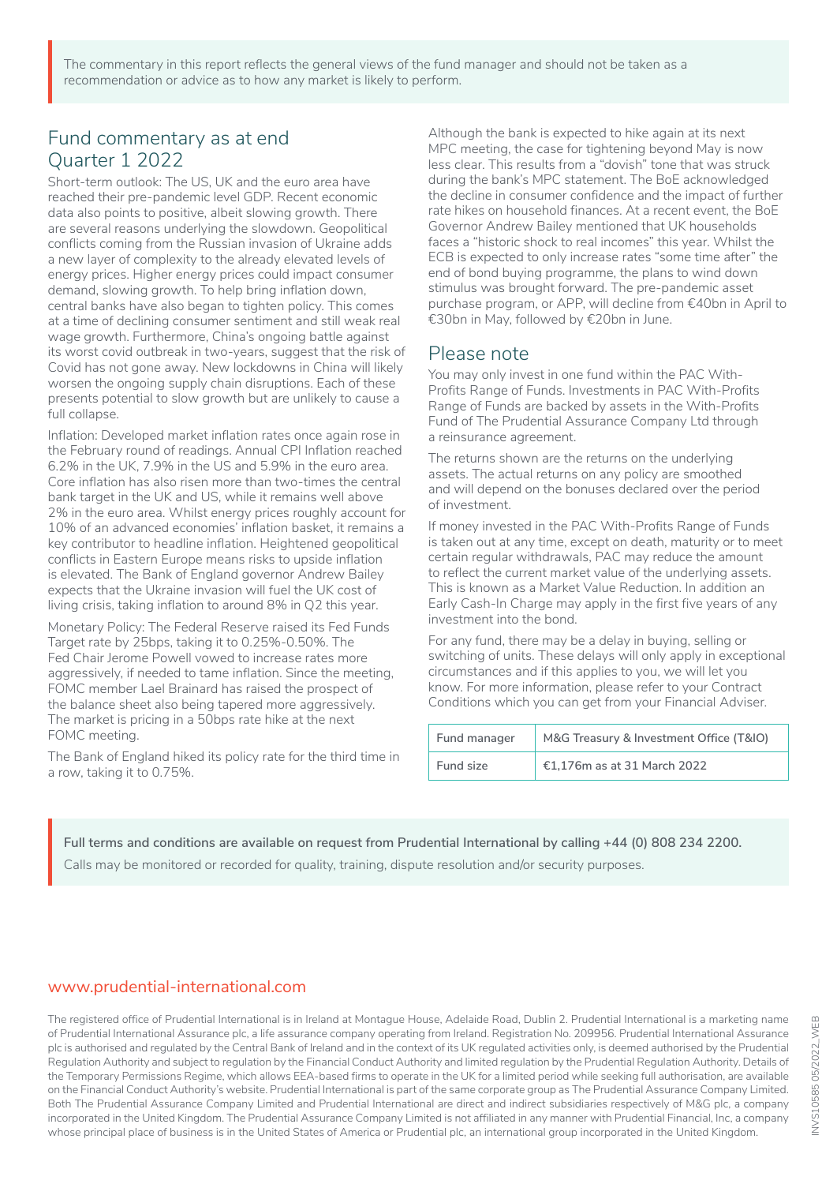The commentary in this report reflects the general views of the fund manager and should not be taken as a recommendation or advice as to how any market is likely to perform.

## Fund commentary as at end Quarter 1 2022

Short-term outlook: The US, UK and the euro area have reached their pre-pandemic level GDP. Recent economic data also points to positive, albeit slowing growth. There are several reasons underlying the slowdown. Geopolitical conflicts coming from the Russian invasion of Ukraine adds a new layer of complexity to the already elevated levels of energy prices. Higher energy prices could impact consumer demand, slowing growth. To help bring inflation down, central banks have also began to tighten policy. This comes at a time of declining consumer sentiment and still weak real wage growth. Furthermore, China's ongoing battle against its worst covid outbreak in two-years, suggest that the risk of Covid has not gone away. New lockdowns in China will likely worsen the ongoing supply chain disruptions. Each of these presents potential to slow growth but are unlikely to cause a full collapse.

Inflation: Developed market inflation rates once again rose in the February round of readings. Annual CPI Inflation reached 6.2% in the UK, 7.9% in the US and 5.9% in the euro area. Core inflation has also risen more than two-times the central bank target in the UK and US, while it remains well above 2% in the euro area. Whilst energy prices roughly account for 10% of an advanced economies' inflation basket, it remains a key contributor to headline inflation. Heightened geopolitical conflicts in Eastern Europe means risks to upside inflation is elevated. The Bank of England governor Andrew Bailey expects that the Ukraine invasion will fuel the UK cost of living crisis, taking inflation to around 8% in Q2 this year.

Monetary Policy: The Federal Reserve raised its Fed Funds Target rate by 25bps, taking it to 0.25%-0.50%. The Fed Chair Jerome Powell vowed to increase rates more aggressively, if needed to tame inflation. Since the meeting, FOMC member Lael Brainard has raised the prospect of the balance sheet also being tapered more aggressively. The market is pricing in a 50bps rate hike at the next FOMC meeting.

The Bank of England hiked its policy rate for the third time in a row, taking it to 0.75%.

Although the bank is expected to hike again at its next MPC meeting, the case for tightening beyond May is now less clear. This results from a "dovish" tone that was struck during the bank's MPC statement. The BoE acknowledged the decline in consumer confidence and the impact of further rate hikes on household finances. At a recent event, the BoE Governor Andrew Bailey mentioned that UK households faces a "historic shock to real incomes" this year. Whilst the ECB is expected to only increase rates "some time after" the end of bond buying programme, the plans to wind down stimulus was brought forward. The pre-pandemic asset purchase program, or APP, will decline from €40bn in April to €30bn in May, followed by €20bn in June.

## Please note

You may only invest in one fund within the PAC With-Profits Range of Funds. Investments in PAC With-Profits Range of Funds are backed by assets in the With-Profits Fund of The Prudential Assurance Company Ltd through a reinsurance agreement.

The returns shown are the returns on the underlying assets. The actual returns on any policy are smoothed and will depend on the bonuses declared over the period of investment.

If money invested in the PAC With-Profits Range of Funds is taken out at any time, except on death, maturity or to meet certain regular withdrawals, PAC may reduce the amount to reflect the current market value of the underlying assets. This is known as a Market Value Reduction. In addition an Early Cash-In Charge may apply in the first five years of any investment into the bond.

For any fund, there may be a delay in buying, selling or switching of units. These delays will only apply in exceptional circumstances and if this applies to you, we will let you know. For more information, please refer to your Contract Conditions which you can get from your Financial Adviser.

| | |
|---|---|
| Fund manager | M&G Treasury & Investment Office (T&IO) |
| Fund size | €1,176m as at 31 March 2022 |

**Full terms and conditions are available on request from Prudential International by calling +44 (0) 808 234 2200.**

Calls may be monitored or recorded for quality, training, dispute resolution and/or security purposes.

www.prudential-international.com

The registered office of Prudential International is in Ireland at Montague House, Adelaide Road, Dublin 2. Prudential International is a marketing name of Prudential International Assurance plc, a life assurance company operating from Ireland. Registration No. 209956. Prudential International Assurance plc is authorised and regulated by the Central Bank of Ireland and in the context of its UK regulated activities only, is deemed authorised by the Prudential Regulation Authority and subject to regulation by the Financial Conduct Authority and limited regulation by the Prudential Regulation Authority. Details of the Temporary Permissions Regime, which allows EEA-based firms to operate in the UK for a limited period while seeking full authorisation, are available on the Financial Conduct Authority's website. Prudential International is part of the same corporate group as The Prudential Assurance Company Limited. Both The Prudential Assurance Company Limited and Prudential International are direct and indirect subsidiaries respectively of M&G plc, a company incorporated in the United Kingdom. The Prudential Assurance Company Limited is not affiliated in any manner with Prudential Financial, Inc, a company whose principal place of business is in the United States of America or Prudential plc, an international group incorporated in the United Kingdom.

INVS10585 05/2022_WEB